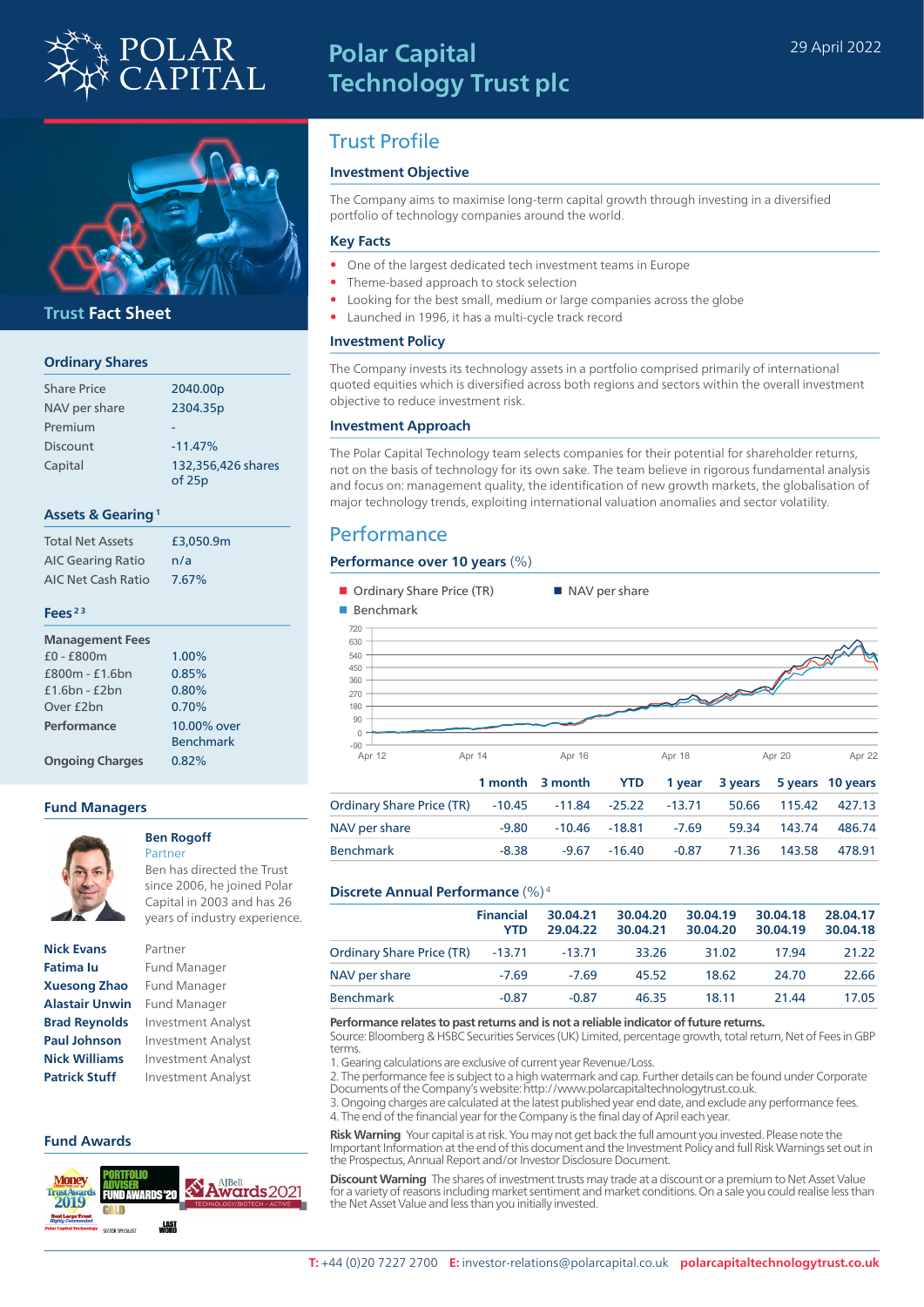# Polar Capital Technology Trust plc

29 April 2022

## Trust Fact Sheet

### Ordinary Shares

| | |
|---|---|
| Share Price | 2040.00p |
| NAV per share | 2304.35p |
| Premium | - |
| Discount | -11.47% |
| Capital | 132,356,426 shares of 25p |

### Assets & Gearing [1]

| | |
|---|---|
| Total Net Assets | £3,050.9m |
| AIC Gearing Ratio | n/a |
| AIC Net Cash Ratio | 7.67% |

### Fees [2,3]

| | |
|---|---|
| **Management Fees** | |
| £0 - £800m | 1.00% |
| £800m - £1.6bn | 0.85% |
| £1.6bn - £2bn | 0.80% |
| Over £2bn | 0.70% |
| **Performance** | 10.00% over Benchmark |
| **Ongoing Charges** | 0.82% |

### Fund Managers

**Ben Rogoff**
Partner
Ben has directed the Trust since 2006, he joined Polar Capital in 2003 and has 26 years of industry experience.

| | |
|---|---|
| **Nick Evans** | Partner |
| **Fatima Iu** | Fund Manager |
| **Xuesong Zhao** | Fund Manager |
| **Alastair Unwin** | Fund Manager |
| **Brad Reynolds** | Investment Analyst |
| **Paul Johnson** | Investment Analyst |
| **Nick Williams** | Investment Analyst |
| **Patrick Stuff** | Investment Analyst |

### Fund Awards

## Trust Profile

### Investment Objective

The Company aims to maximise long-term capital growth through investing in a diversified portfolio of technology companies around the world.

### Key Facts

- One of the largest dedicated tech investment teams in Europe
- Theme-based approach to stock selection
- Looking for the best small, medium or large companies across the globe
- Launched in 1996, it has a multi-cycle track record

### Investment Policy

The Company invests its technology assets in a portfolio comprised primarily of international quoted equities which is diversified across both regions and sectors within the overall investment objective to reduce investment risk.

### Investment Approach

The Polar Capital Technology team selects companies for their potential for shareholder returns, not on the basis of technology for its own sake. The team believe in rigorous fundamental analysis and focus on: management quality, the identification of new growth markets, the globalisation of major technology trends, exploiting international valuation anomalies and sector volatility.

## Performance

### Performance over 10 years (%)

| | 1 month | 3 month | YTD | 1 year | 3 years | 5 years | 10 years |
|---|---|---|---|---|---|---|---|
| Ordinary Share Price (TR) | -10.45 | -11.84 | -25.22 | -13.71 | 50.66 | 115.42 | 427.13 |
| NAV per share | -9.80 | -10.46 | -18.81 | -7.69 | 59.34 | 143.74 | 486.74 |
| Benchmark | -8.38 | -9.67 | -16.40 | -0.87 | 71.36 | 143.58 | 478.91 |

### Discrete Annual Performance (%) [4]

| | Financial YTD | 30.04.21 29.04.22 | 30.04.20 30.04.21 | 30.04.19 30.04.20 | 30.04.18 30.04.19 | 28.04.17 30.04.18 |
|---|---|---|---|---|---|---|
| Ordinary Share Price (TR) | -13.71 | -13.71 | 33.26 | 31.02 | 17.94 | 21.22 |
| NAV per share | -7.69 | -7.69 | 45.52 | 18.62 | 24.70 | 22.66 |
| Benchmark | -0.87 | -0.87 | 46.35 | 18.11 | 21.44 | 17.05 |

**Performance relates to past returns and is not a reliable indicator of future returns.**
Source: Bloomberg & HSBC Securities Services (UK) Limited, percentage growth, total return, Net of Fees in GBP terms.

1. Gearing calculations are exclusive of current year Revenue/Loss.
2. The performance fee is subject to a high watermark and cap. Further details can be found under Corporate Documents of the Company's website: http://www.polarcapitaltechnologytrust.co.uk.
3. Ongoing charges are calculated at the latest published year end date, and exclude any performance fees.
4. The end of the financial year for the Company is the final day of April each year.

**Risk Warning** Your capital is at risk. You may not get back the full amount you invested. Please note the Important Information at the end of this document and the Investment Policy and full Risk Warnings set out in the Prospectus, Annual Report and/or Investor Disclosure Document.

**Discount Warning** The shares of investment trusts may trade at a discount or a premium to Net Asset Value for a variety of reasons including market sentiment and market conditions. On a sale you could realise less than the Net Asset Value and less than you initially invested.

**T:** +44 (0)20 7227 2700 **E:** investor-relations@polarcapital.co.uk **polarcapitaltechnologytrust.co.uk**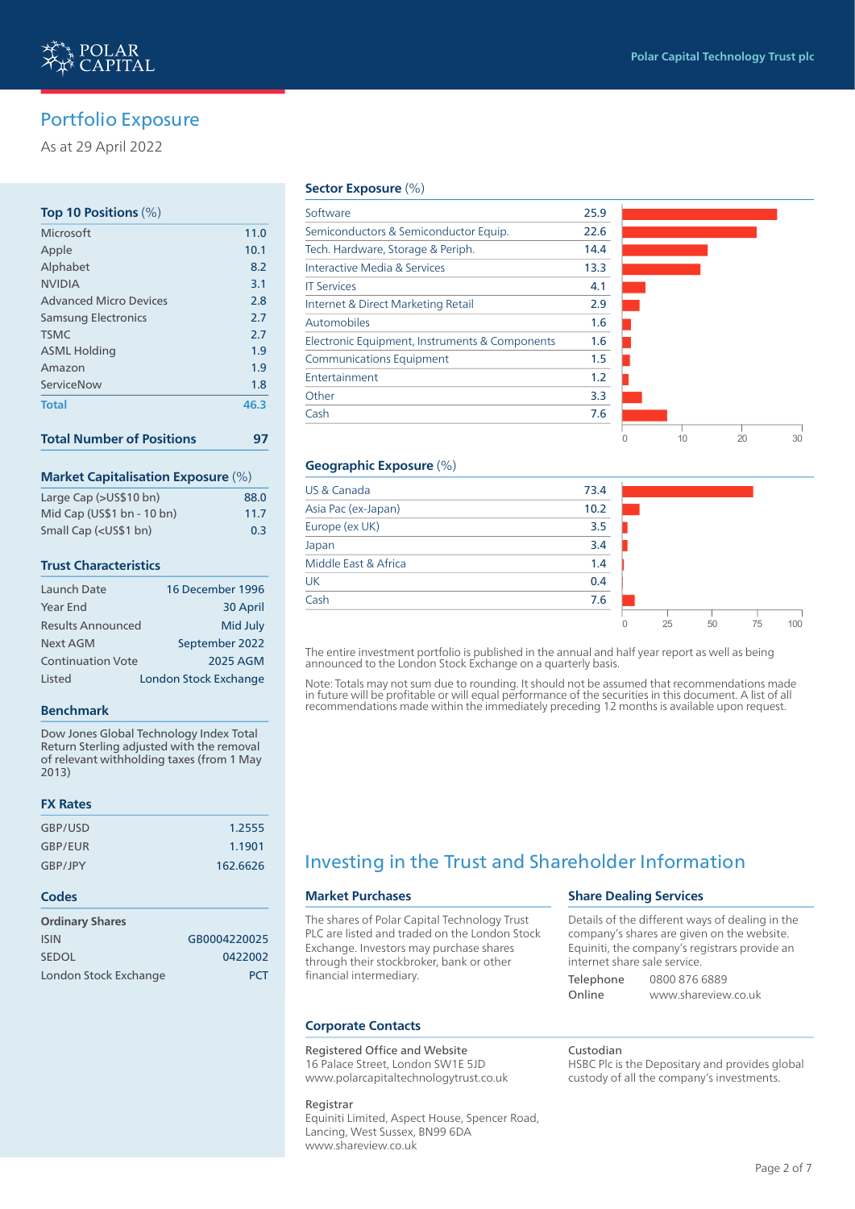## Portfolio Exposure

As at 29 April 2022

### Top 10 Positions (%)

| | |
|---|---|
| Microsoft | 11.0 |
| Apple | 10.1 |
| Alphabet | 8.2 |
| NVIDIA | 3.1 |
| Advanced Micro Devices | 2.8 |
| Samsung Electronics | 2.7 |
| TSMC | 2.7 |
| ASML Holding | 1.9 |
| Amazon | 1.9 |
| ServiceNow | 1.8 |
| **Total** | **46.3** |

### Total Number of Positions 97

### Market Capitalisation Exposure (%)

| | |
|---|---|
| Large Cap (>US$10 bn) | 88.0 |
| Mid Cap (US$1 bn - 10 bn) | 11.7 |
| Small Cap (<US$1 bn) | 0.3 |

### Trust Characteristics

| | |
|---|---|
| Launch Date | 16 December 1996 |
| Year End | 30 April |
| Results Announced | Mid July |
| Next AGM | September 2022 |
| Continuation Vote | 2025 AGM |
| Listed | London Stock Exchange |

### Benchmark

Dow Jones Global Technology Index Total Return Sterling adjusted with the removal of relevant withholding taxes (from 1 May 2013)

### FX Rates

| | |
|---|---|
| GBP/USD | 1.2555 |
| GBP/EUR | 1.1901 |
| GBP/JPY | 162.6626 |

### Codes

**Ordinary Shares**

| | |
|---|---|
| ISIN | GB0004220025 |
| SEDOL | 0422002 |
| London Stock Exchange | PCT |

### Sector Exposure (%)

| | |
|---|---|
| Software | 25.9 |
| Semiconductors & Semiconductor Equip. | 22.6 |
| Tech. Hardware, Storage & Periph. | 14.4 |
| Interactive Media & Services | 13.3 |
| IT Services | 4.1 |
| Internet & Direct Marketing Retail | 2.9 |
| Automobiles | 1.6 |
| Electronic Equipment, Instruments & Components | 1.6 |
| Communications Equipment | 1.5 |
| Entertainment | 1.2 |
| Other | 3.3 |
| Cash | 7.6 |

### Geographic Exposure (%)

| | |
|---|---|
| US & Canada | 73.4 |
| Asia Pac (ex-Japan) | 10.2 |
| Europe (ex UK) | 3.5 |
| Japan | 3.4 |
| Middle East & Africa | 1.4 |
| UK | 0.4 |
| Cash | 7.6 |

The entire investment portfolio is published in the annual and half year report as well as being announced to the London Stock Exchange on a quarterly basis.

Note: Totals may not sum due to rounding. It should not be assumed that recommendations made in future will be profitable or will equal performance of the securities in this document. A list of all recommendations made within the immediately preceding 12 months is available upon request.

## Investing in the Trust and Shareholder Information

### Market Purchases

The shares of Polar Capital Technology Trust PLC are listed and traded on the London Stock Exchange. Investors may purchase shares through their stockbroker, bank or other financial intermediary.

### Share Dealing Services

Details of the different ways of dealing in the company's shares are given on the website. Equiniti, the company's registrars provide an internet share sale service.

| | |
|---|---|
| Telephone | 0800 876 6889 |
| Online | www.shareview.co.uk |

### Corporate Contacts

Registered Office and Website
16 Palace Street, London SW1E 5JD
www.polarcapitaltechnologytrust.co.uk

Registrar
Equiniti Limited, Aspect House, Spencer Road, Lancing, West Sussex, BN99 6DA
www.shareview.co.uk

Custodian
HSBC Plc is the Depositary and provides global custody of all the company's investments.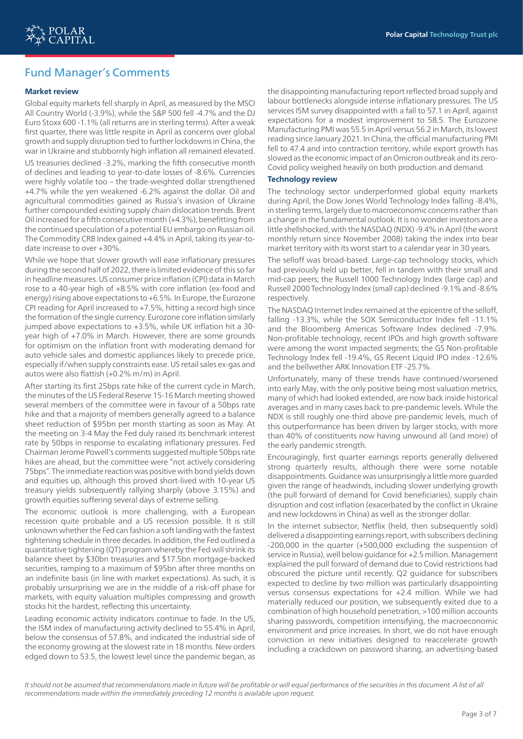## Fund Manager's Comments

### Market review

Global equity markets fell sharply in April, as measured by the MSCI All Country World (-3.9%), while the S&P 500 fell -4.7% and the DJ Euro Stoxx 600 -1.1% (all returns are in sterling terms). After a weak first quarter, there was little respite in April as concerns over global growth and supply disruption tied to further lockdowns in China, the war in Ukraine and stubbornly high inflation all remained elevated.

US treasuries declined -3.2%, marking the fifth consecutive month of declines and leading to year-to-date losses of -8.6%. Currencies were highly volatile too – the trade-weighted dollar strengthened +4.7% while the yen weakened -6.2% against the dollar. Oil and agricultural commodities gained as Russia's invasion of Ukraine further compounded existing supply chain dislocation trends. Brent Oil increased for a fifth consecutive month (+4.3%), benefitting from the continued speculation of a potential EU embargo on Russian oil. The Commodity CRB Index gained +4.4% in April, taking its year-to-date increase to over +30%.

While we hope that slower growth will ease inflationary pressures during the second half of 2022, there is limited evidence of this so far in headline measures. US consumer price inflation (CPI) data in March rose to a 40-year high of +8.5% with core inflation (ex-food and energy) rising above expectations to +6.5%. In Europe, the Eurozone CPI reading for April increased to +7.5%, hitting a record high since the formation of the single currency. Eurozone core inflation similarly jumped above expectations to +3.5%, while UK inflation hit a 30-year high of +7.0% in March. However, there are some grounds for optimism on the inflation front with moderating demand for auto vehicle sales and domestic appliances likely to precede price, especially if/when supply constraints ease. US retail sales ex-gas and autos were also flattish (+0.2% m/m) in April.

After starting its first 25bps rate hike of the current cycle in March, the minutes of the US Federal Reserve 15-16 March meeting showed several members of the committee were in favour of a 50bps rate hike and that a majority of members generally agreed to a balance sheet reduction of $95bn per month starting as soon as May. At the meeting on 3-4 May the Fed duly raised its benchmark interest rate by 50bps in response to escalating inflationary pressures. Fed Chairman Jerome Powell's comments suggested multiple 50bps rate hikes are ahead, but the committee were "not actively considering 75bps". The immediate reaction was positive with bond yields down and equities up, although this proved short-lived with 10-year US treasury yields subsequently rallying sharply (above 3.15%) and growth equities suffering several days of extreme selling.

The economic outlook is more challenging, with a European recession quite probable and a US recession possible. It is still unknown whether the Fed can fashion a soft landing with the fastest tightening schedule in three decades. In addition, the Fed outlined a quantitative tightening (QT) program whereby the Fed will shrink its balance sheet by $30bn treasuries and $17.5bn mortgage-backed securities, ramping to a maximum of $95bn after three months on an indefinite basis (in line with market expectations). As such, it is probably unsurprising we are in the middle of a risk-off phase for markets, with equity valuation multiples compressing and growth stocks hit the hardest, reflecting this uncertainty.

Leading economic activity indicators continue to fade. In the US, the ISM index of manufacturing activity declined to 55.4% in April, below the consensus of 57.8%, and indicated the industrial side of the economy growing at the slowest rate in 18 months. New orders edged down to 53.5, the lowest level since the pandemic began, as the disappointing manufacturing report reflected broad supply and labour bottlenecks alongside intense inflationary pressures. The US services ISM survey disappointed with a fall to 57.1 in April, against expectations for a modest improvement to 58.5. The Eurozone Manufacturing PMI was 55.5 in April versus 56.2 in March, its lowest reading since January 2021. In China, the official manufacturing PMI fell to 47.4 and into contraction territory, while export growth has slowed as the economic impact of an Omicron outbreak and its zero-Covid policy weighed heavily on both production and demand.

### Technology review

The technology sector underperformed global equity markets during April, the Dow Jones World Technology Index falling -8.4%, in sterling terms, largely due to macroeconomic concerns rather than a change in the fundamental outlook. It is no wonder investors are a little shellshocked, with the NASDAQ (NDX) -9.4% in April (the worst monthly return since November 2008) taking the index into bear market territory with its worst start to a calendar year in 30 years.

The selloff was broad-based. Large-cap technology stocks, which had previously held up better, fell in tandem with their small and mid-cap peers; the Russell 1000 Technology Index (large cap) and Russell 2000 Technology Index (small cap) declined -9.1% and -8.6% respectively.

The NASDAQ Internet Index remained at the epicentre of the selloff, falling -13.3%, while the SOX Semiconductor Index fell -11.1% and the Bloomberg Americas Software Index declined -7.9%. Non-profitable technology, recent IPOs and high growth software were among the worst impacted segments; the GS Non-profitable Technology Index fell -19.4%, GS Recent Liquid IPO index -12.6% and the bellwether ARK Innovation ETF -25.7%.

Unfortunately, many of these trends have continued/worsened into early May, with the only positive being most valuation metrics, many of which had looked extended, are now back inside historical averages and in many cases back to pre-pandemic levels. While the NDX is still roughly one-third above pre-pandemic levels, much of this outperformance has been driven by larger stocks, with more than 40% of constituents now having unwound all (and more) of the early pandemic strength.

Encouragingly, first quarter earnings reports generally delivered strong quarterly results, although there were some notable disappointments. Guidance was unsurprisingly a little more guarded given the range of headwinds, including slower underlying growth (the pull forward of demand for Covid beneficiaries), supply chain disruption and cost inflation (exacerbated by the conflict in Ukraine and new lockdowns in China) as well as the stronger dollar.

In the internet subsector, Netflix (held, then subsequently sold) delivered a disappointing earnings report, with subscribers declining -200,000 in the quarter (+500,000 excluding the suspension of service in Russia), well below guidance for +2.5 million. Management explained the pull forward of demand due to Covid restrictions had obscured the picture until recently. Q2 guidance for subscribers expected to decline by two million was particularly disappointing versus consensus expectations for +2.4 million. While we had materially reduced our position, we subsequently exited due to a combination of high household penetration, >100 million accounts sharing passwords, competition intensifying, the macroeconomic environment and price increases. In short, we do not have enough conviction in new initiatives designed to reaccelerate growth including a crackdown on password sharing, an advertising-based

*It should not be assumed that recommendations made in future will be profitable or will equal performance of the securities in this document. A list of all recommendations made within the immediately preceding 12 months is available upon request.*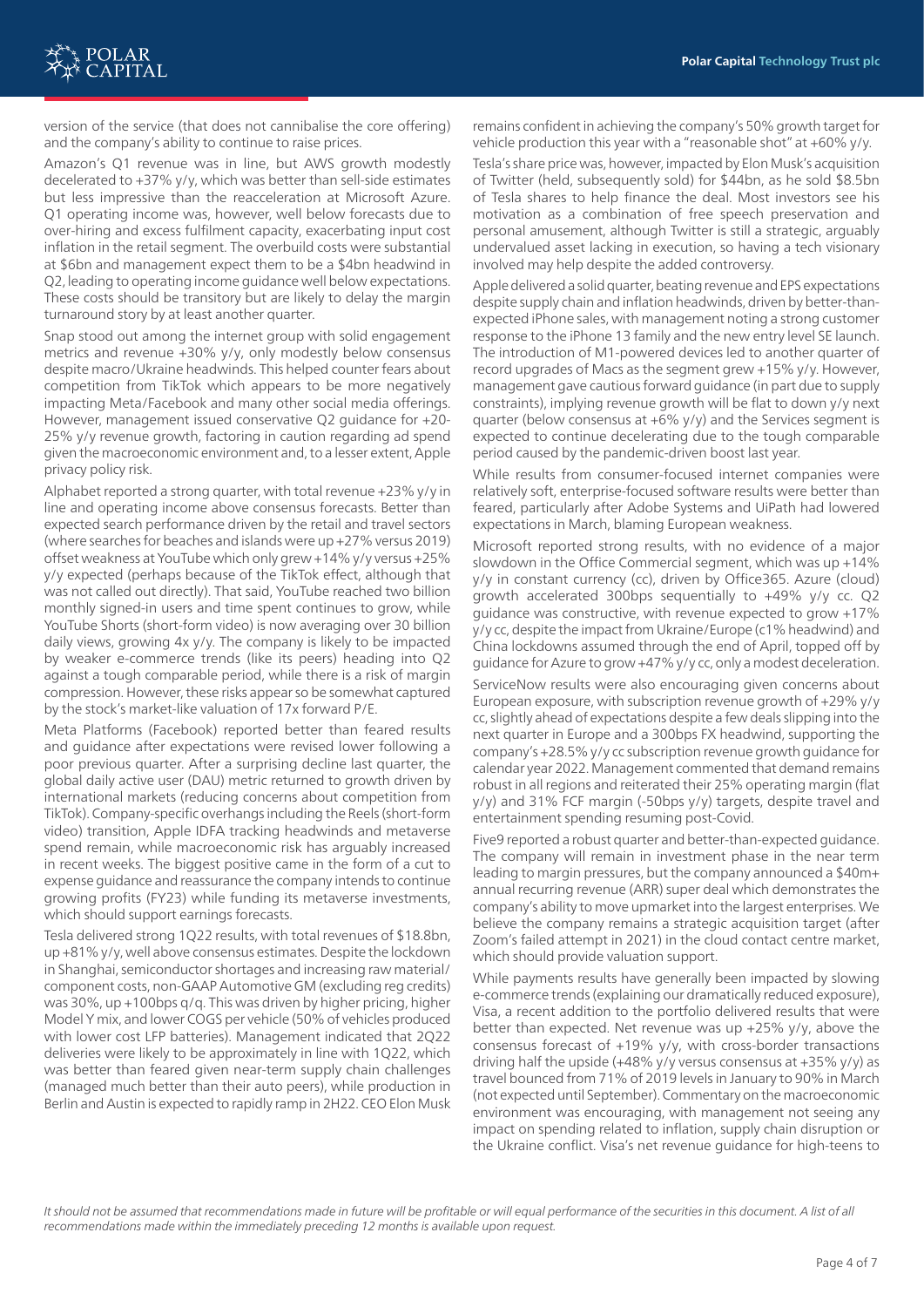version of the service (that does not cannibalise the core offering) and the company's ability to continue to raise prices.

Amazon's Q1 revenue was in line, but AWS growth modestly decelerated to +37% y/y, which was better than sell-side estimates but less impressive than the reacceleration at Microsoft Azure. Q1 operating income was, however, well below forecasts due to over-hiring and excess fulfilment capacity, exacerbating input cost inflation in the retail segment. The overbuild costs were substantial at $6bn and management expect them to be a $4bn headwind in Q2, leading to operating income guidance well below expectations. These costs should be transitory but are likely to delay the margin turnaround story by at least another quarter.

Snap stood out among the internet group with solid engagement metrics and revenue +30% y/y, only modestly below consensus despite macro/Ukraine headwinds. This helped counter fears about competition from TikTok which appears to be more negatively impacting Meta/Facebook and many other social media offerings. However, management issued conservative Q2 guidance for +20-25% y/y revenue growth, factoring in caution regarding ad spend given the macroeconomic environment and, to a lesser extent, Apple privacy policy risk.

Alphabet reported a strong quarter, with total revenue +23% y/y in line and operating income above consensus forecasts. Better than expected search performance driven by the retail and travel sectors (where searches for beaches and islands were up +27% versus 2019) offset weakness at YouTube which only grew +14% y/y versus +25% y/y expected (perhaps because of the TikTok effect, although that was not called out directly). That said, YouTube reached two billion monthly signed-in users and time spent continues to grow, while YouTube Shorts (short-form video) is now averaging over 30 billion daily views, growing 4x y/y. The company is likely to be impacted by weaker e-commerce trends (like its peers) heading into Q2 against a tough comparable period, while there is a risk of margin compression. However, these risks appear so be somewhat captured by the stock's market-like valuation of 17x forward P/E.

Meta Platforms (Facebook) reported better than feared results and guidance after expectations were revised lower following a poor previous quarter. After a surprising decline last quarter, the global daily active user (DAU) metric returned to growth driven by international markets (reducing concerns about competition from TikTok). Company-specific overhangs including the Reels (short-form video) transition, Apple IDFA tracking headwinds and metaverse spend remain, while macroeconomic risk has arguably increased in recent weeks. The biggest positive came in the form of a cut to expense guidance and reassurance the company intends to continue growing profits (FY23) while funding its metaverse investments, which should support earnings forecasts.

Tesla delivered strong 1Q22 results, with total revenues of $18.8bn, up +81% y/y, well above consensus estimates. Despite the lockdown in Shanghai, semiconductor shortages and increasing raw material/component costs, non-GAAP Automotive GM (excluding reg credits) was 30%, up +100bps q/q. This was driven by higher pricing, higher Model Y mix, and lower COGS per vehicle (50% of vehicles produced with lower cost LFP batteries). Management indicated that 2Q22 deliveries were likely to be approximately in line with 1Q22, which was better than feared given near-term supply chain challenges (managed much better than their auto peers), while production in Berlin and Austin is expected to rapidly ramp in 2H22. CEO Elon Musk remains confident in achieving the company's 50% growth target for vehicle production this year with a "reasonable shot" at +60% y/y.

Tesla's share price was, however, impacted by Elon Musk's acquisition of Twitter (held, subsequently sold) for $44bn, as he sold $8.5bn of Tesla shares to help finance the deal. Most investors see his motivation as a combination of free speech preservation and personal amusement, although Twitter is still a strategic, arguably undervalued asset lacking in execution, so having a tech visionary involved may help despite the added controversy.

Apple delivered a solid quarter, beating revenue and EPS expectations despite supply chain and inflation headwinds, driven by better-than-expected iPhone sales, with management noting a strong customer response to the iPhone 13 family and the new entry level SE launch. The introduction of M1-powered devices led to another quarter of record upgrades of Macs as the segment grew +15% y/y. However, management gave cautious forward guidance (in part due to supply constraints), implying revenue growth will be flat to down y/y next quarter (below consensus at +6% y/y) and the Services segment is expected to continue decelerating due to the tough comparable period caused by the pandemic-driven boost last year.

While results from consumer-focused internet companies were relatively soft, enterprise-focused software results were better than feared, particularly after Adobe Systems and UiPath had lowered expectations in March, blaming European weakness.

Microsoft reported strong results, with no evidence of a major slowdown in the Office Commercial segment, which was up +14% y/y in constant currency (cc), driven by Office365. Azure (cloud) growth accelerated 300bps sequentially to +49% y/y cc. Q2 guidance was constructive, with revenue expected to grow +17% y/y cc, despite the impact from Ukraine/Europe (c1% headwind) and China lockdowns assumed through the end of April, topped off by guidance for Azure to grow +47% y/y cc, only a modest deceleration.

ServiceNow results were also encouraging given concerns about European exposure, with subscription revenue growth of +29% y/y cc, slightly ahead of expectations despite a few deals slipping into the next quarter in Europe and a 300bps FX headwind, supporting the company's +28.5% y/y cc subscription revenue growth guidance for calendar year 2022. Management commented that demand remains robust in all regions and reiterated their 25% operating margin (flat y/y) and 31% FCF margin (-50bps y/y) targets, despite travel and entertainment spending resuming post-Covid.

Five9 reported a robust quarter and better-than-expected guidance. The company will remain in investment phase in the near term leading to margin pressures, but the company announced a $40m+ annual recurring revenue (ARR) super deal which demonstrates the company's ability to move upmarket into the largest enterprises. We believe the company remains a strategic acquisition target (after Zoom's failed attempt in 2021) in the cloud contact centre market, which should provide valuation support.

While payments results have generally been impacted by slowing e-commerce trends (explaining our dramatically reduced exposure), Visa, a recent addition to the portfolio delivered results that were better than expected. Net revenue was up +25% y/y, above the consensus forecast of +19% y/y, with cross-border transactions driving half the upside (+48% y/y versus consensus at +35% y/y) as travel bounced from 71% of 2019 levels in January to 90% in March (not expected until September). Commentary on the macroeconomic environment was encouraging, with management not seeing any impact on spending related to inflation, supply chain disruption or the Ukraine conflict. Visa's net revenue guidance for high-teens to

*It should not be assumed that recommendations made in future will be profitable or will equal performance of the securities in this document. A list of all recommendations made within the immediately preceding 12 months is available upon request.*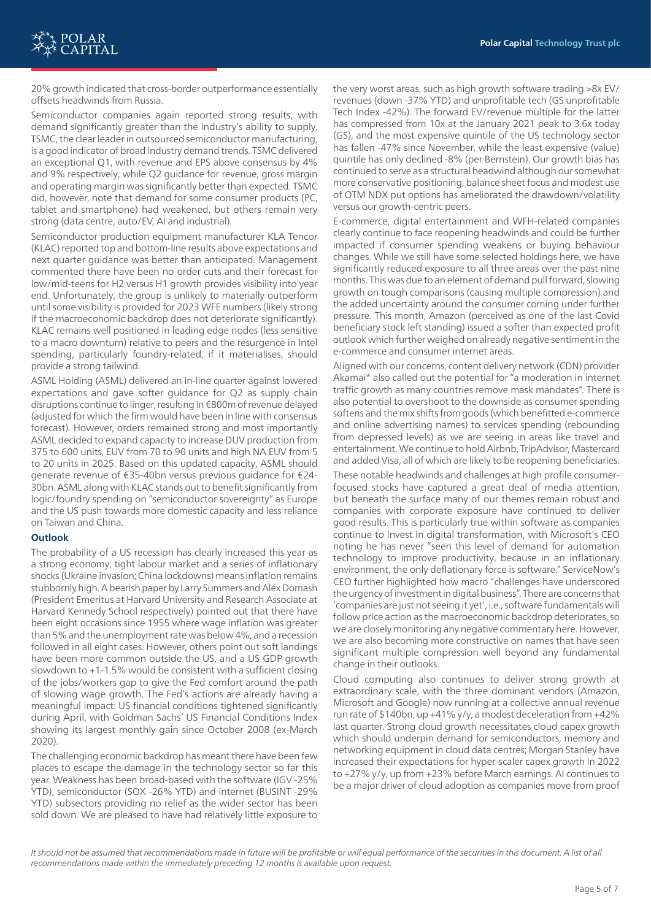20% growth indicated that cross-border outperformance essentially offsets headwinds from Russia.

Semiconductor companies again reported strong results, with demand significantly greater than the industry's ability to supply. TSMC, the clear leader in outsourced semiconductor manufacturing, is a good indicator of broad industry demand trends. TSMC delivered an exceptional Q1, with revenue and EPS above consensus by 4% and 9% respectively, while Q2 guidance for revenue, gross margin and operating margin was significantly better than expected. TSMC did, however, note that demand for some consumer products (PC, tablet and smartphone) had weakened, but others remain very strong (data centre, auto/EV, AI and industrial).

Semiconductor production equipment manufacturer KLA Tencor (KLAC) reported top and bottom-line results above expectations and next quarter guidance was better than anticipated. Management commented there have been no order cuts and their forecast for low/mid-teens for H2 versus H1 growth provides visibility into year end. Unfortunately, the group is unlikely to materially outperform until some visibility is provided for 2023 WFE numbers (likely strong if the macroeconomic backdrop does not deteriorate significantly). KLAC remains well positioned in leading edge nodes (less sensitive to a macro downturn) relative to peers and the resurgence in Intel spending, particularly foundry-related, if it materialises, should provide a strong tailwind.

ASML Holding (ASML) delivered an in-line quarter against lowered expectations and gave softer guidance for Q2 as supply chain disruptions continue to linger, resulting in €800m of revenue delayed (adjusted for which the firm would have been in line with consensus forecast). However, orders remained strong and most importantly ASML decided to expand capacity to increase DUV production from 375 to 600 units, EUV from 70 to 90 units and high NA EUV from 5 to 20 units in 2025. Based on this updated capacity, ASML should generate revenue of €35-40bn versus previous guidance for €24-30bn. ASML along with KLAC stands out to benefit significantly from logic/foundry spending on "semiconductor sovereignty" as Europe and the US push towards more domestic capacity and less reliance on Taiwan and China.

**Outlook**

The probability of a US recession has clearly increased this year as a strong economy, tight labour market and a series of inflationary shocks (Ukraine invasion; China lockdowns) means inflation remains stubbornly high. A bearish paper by Larry Summers and Alex Domash (President Emeritus at Harvard University and Research Associate at Harvard Kennedy School respectively) pointed out that there have been eight occasions since 1955 where wage inflation was greater than 5% and the unemployment rate was below 4%, and a recession followed in all eight cases. However, others point out soft landings have been more common outside the US, and a US GDP growth slowdown to +1-1.5% would be consistent with a sufficient closing of the jobs/workers gap to give the Fed comfort around the path of slowing wage growth. The Fed's actions are already having a meaningful impact: US financial conditions tightened significantly during April, with Goldman Sachs' US Financial Conditions Index showing its largest monthly gain since October 2008 (ex-March 2020).

The challenging economic backdrop has meant there have been few places to escape the damage in the technology sector so far this year. Weakness has been broad-based with the software (IGV -25% YTD), semiconductor (SOX -26% YTD) and internet (BUSINT -29% YTD) subsectors providing no relief as the wider sector has been sold down. We are pleased to have had relatively little exposure to the very worst areas, such as high growth software trading >8x EV/revenues (down -37% YTD) and unprofitable tech (GS unprofitable Tech Index -42%). The forward EV/revenue multiple for the latter has compressed from 10x at the January 2021 peak to 3.6x today (GS), and the most expensive quintile of the US technology sector has fallen -47% since November, while the least expensive (value) quintile has only declined -8% (per Bernstein). Our growth bias has continued to serve as a structural headwind although our somewhat more conservative positioning, balance sheet focus and modest use of OTM NDX put options has ameliorated the drawdown/volatility versus our growth-centric peers.

E-commerce, digital entertainment and WFH-related companies clearly continue to face reopening headwinds and could be further impacted if consumer spending weakens or buying behaviour changes. While we still have some selected holdings here, we have significantly reduced exposure to all three areas over the past nine months. This was due to an element of demand pull forward, slowing growth on tough comparisons (causing multiple compression) and the added uncertainty around the consumer coming under further pressure. This month, Amazon (perceived as one of the last Covid beneficiary stock left standing) issued a softer than expected profit outlook which further weighed on already negative sentiment in the e-commerce and consumer internet areas.

Aligned with our concerns, content delivery network (CDN) provider Akamai* also called out the potential for "a moderation in internet traffic growth as many countries remove mask mandates". There is also potential to overshoot to the downside as consumer spending softens and the mix shifts from goods (which benefitted e-commerce and online advertising names) to services spending (rebounding from depressed levels) as we are seeing in areas like travel and entertainment. We continue to hold Airbnb, TripAdvisor, Mastercard and added Visa, all of which are likely to be reopening beneficiaries.

These notable headwinds and challenges at high profile consumer-focused stocks have captured a great deal of media attention, but beneath the surface many of our themes remain robust and companies with corporate exposure have continued to deliver good results. This is particularly true within software as companies continue to invest in digital transformation, with Microsoft's CEO noting he has never "seen this level of demand for automation technology to improve productivity, because in an inflationary environment, the only deflationary force is software." ServiceNow's CEO further highlighted how macro "challenges have underscored the urgency of investment in digital business". There are concerns that 'companies are just not seeing it yet', i.e., software fundamentals will follow price action as the macroeconomic backdrop deteriorates, so we are closely monitoring any negative commentary here. However, we are also becoming more constructive on names that have seen significant multiple compression well beyond any fundamental change in their outlooks.

Cloud computing also continues to deliver strong growth at extraordinary scale, with the three dominant vendors (Amazon, Microsoft and Google) now running at a collective annual revenue run rate of $140bn, up +41% y/y, a modest deceleration from +42% last quarter. Strong cloud growth necessitates cloud capex growth which should underpin demand for semiconductors, memory and networking equipment in cloud data centres; Morgan Stanley have increased their expectations for hyper-scaler capex growth in 2022 to +27% y/y, up from +23% before March earnings. AI continues to be a major driver of cloud adoption as companies move from proof

*It should not be assumed that recommendations made in future will be profitable or will equal performance of the securities in this document. A list of all recommendations made within the immediately preceding 12 months is available upon request.*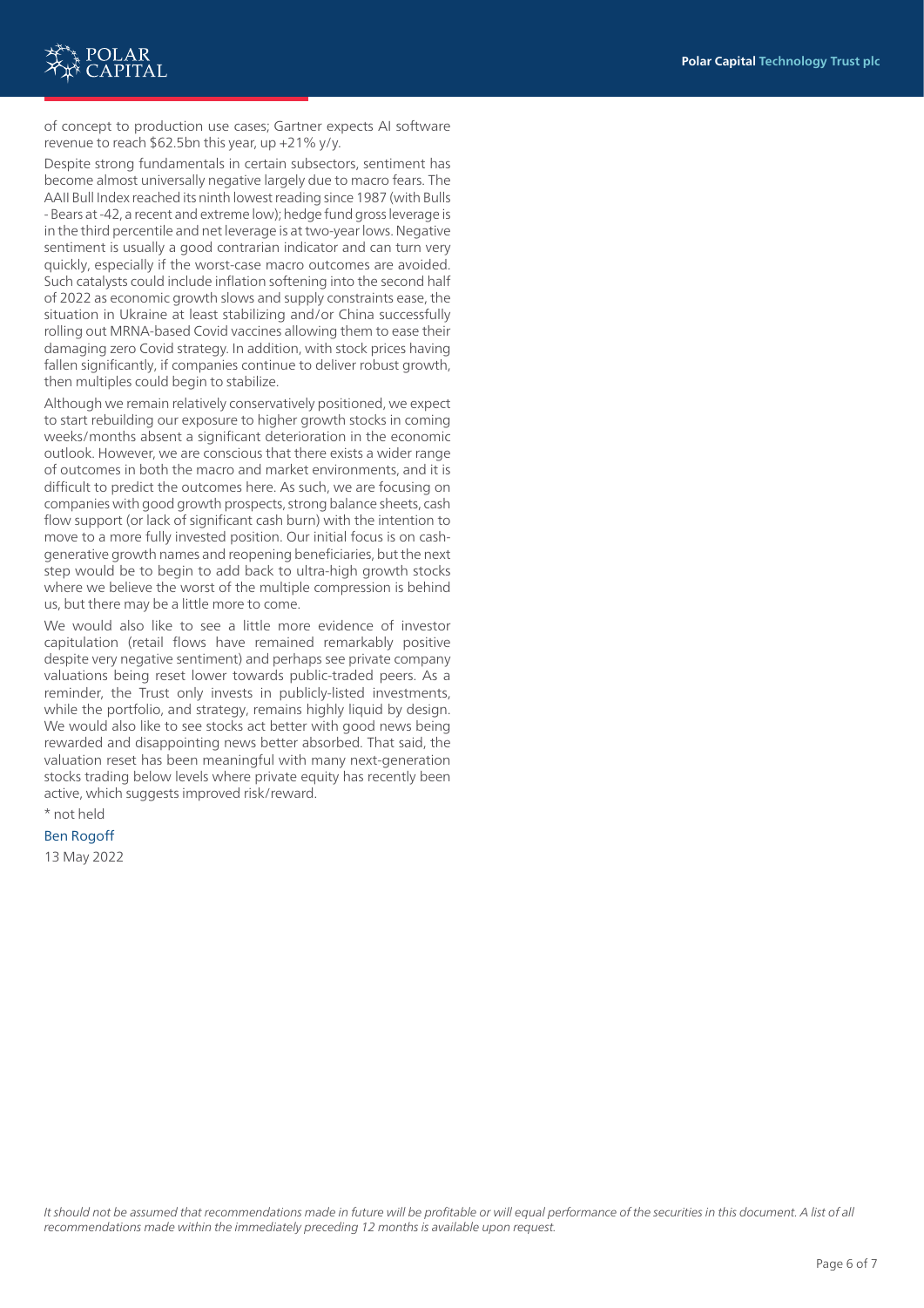of concept to production use cases; Gartner expects AI software revenue to reach $62.5bn this year, up +21% y/y.

Despite strong fundamentals in certain subsectors, sentiment has become almost universally negative largely due to macro fears. The AAII Bull Index reached its ninth lowest reading since 1987 (with Bulls - Bears at -42, a recent and extreme low); hedge fund gross leverage is in the third percentile and net leverage is at two-year lows. Negative sentiment is usually a good contrarian indicator and can turn very quickly, especially if the worst-case macro outcomes are avoided. Such catalysts could include inflation softening into the second half of 2022 as economic growth slows and supply constraints ease, the situation in Ukraine at least stabilizing and/or China successfully rolling out MRNA-based Covid vaccines allowing them to ease their damaging zero Covid strategy. In addition, with stock prices having fallen significantly, if companies continue to deliver robust growth, then multiples could begin to stabilize.

Although we remain relatively conservatively positioned, we expect to start rebuilding our exposure to higher growth stocks in coming weeks/months absent a significant deterioration in the economic outlook. However, we are conscious that there exists a wider range of outcomes in both the macro and market environments, and it is difficult to predict the outcomes here. As such, we are focusing on companies with good growth prospects, strong balance sheets, cash flow support (or lack of significant cash burn) with the intention to move to a more fully invested position. Our initial focus is on cash-generative growth names and reopening beneficiaries, but the next step would be to begin to add back to ultra-high growth stocks where we believe the worst of the multiple compression is behind us, but there may be a little more to come.

We would also like to see a little more evidence of investor capitulation (retail flows have remained remarkably positive despite very negative sentiment) and perhaps see private company valuations being reset lower towards public-traded peers. As a reminder, the Trust only invests in publicly-listed investments, while the portfolio, and strategy, remains highly liquid by design. We would also like to see stocks act better with good news being rewarded and disappointing news better absorbed. That said, the valuation reset has been meaningful with many next-generation stocks trading below levels where private equity has recently been active, which suggests improved risk/reward.

* not held

Ben Rogoff

13 May 2022

*It should not be assumed that recommendations made in future will be profitable or will equal performance of the securities in this document. A list of all recommendations made within the immediately preceding 12 months is available upon request.*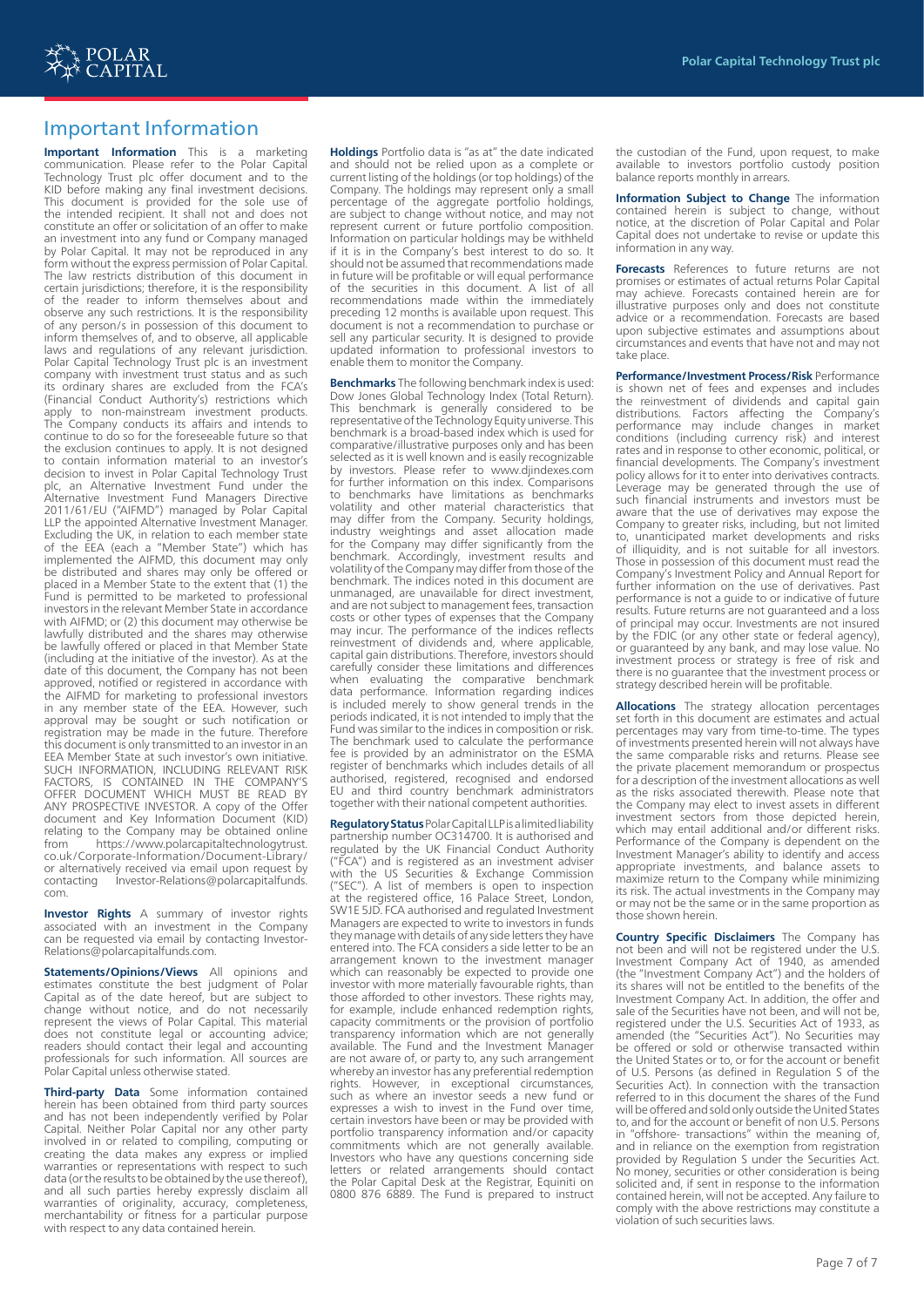## Important Information

**Important Information** This is a marketing communication. Please refer to the Polar Capital Technology Trust plc offer document and to the KID before making any final investment decisions. This document is provided for the sole use of the intended recipient. It shall not and does not constitute an offer or solicitation of an offer to make an investment into any fund or Company managed by Polar Capital. It may not be reproduced in any form without the express permission of Polar Capital. The law restricts distribution of this document in certain jurisdictions; therefore, it is the responsibility of the reader to inform themselves about and observe any such restrictions. It is the responsibility of any person/s in possession of this document to inform themselves of, and to observe, all applicable laws and regulations of any relevant jurisdiction. Polar Capital Technology Trust plc is an investment company with investment trust status and as such its ordinary shares are excluded from the FCA's (Financial Conduct Authority's) restrictions which apply to non-mainstream investment products. The Company conducts its affairs and intends to continue to do so for the foreseeable future so that the exclusion continues to apply. It is not designed to contain information material to an investor's decision to invest in Polar Capital Technology Trust plc, an Alternative Investment Fund under the Alternative Investment Fund Managers Directive 2011/61/EU ("AIFMD") managed by Polar Capital LLP the appointed Alternative Investment Manager. Excluding the UK, in relation to each member state of the EEA (each a "Member State") which has implemented the AIFMD, this document may only be distributed and shares may only be offered or placed in a Member State to the extent that (1) the Fund is permitted to be marketed to professional investors in the relevant Member State in accordance with AIFMD; or (2) this document may otherwise be lawfully distributed and the shares may otherwise be lawfully offered or placed in that Member State (including at the initiative of the investor). As at the date of this document, the Company has not been approved, notified or registered in accordance with the AIFMD for marketing to professional investors in any member state of the EEA. However, such approval may be sought or such notification or registration may be made in the future. Therefore this document is only transmitted to an investor in an EEA Member State at such investor's own initiative. SUCH INFORMATION, INCLUDING RELEVANT RISK FACTORS, IS CONTAINED IN THE COMPANY'S OFFER DOCUMENT WHICH MUST BE READ BY ANY PROSPECTIVE INVESTOR. A copy of the Offer document and Key Information Document (KID) relating to the Company may be obtained online from https://www.polarcapitaltechnologytrust.co.uk/Corporate-Information/Document-Library/ or alternatively received via email upon request by contacting Investor-Relations@polarcapitalfunds.com.

**Investor Rights** A summary of investor rights associated with an investment in the Company can be requested via email by contacting Investor-Relations@polarcapitalfunds.com.

**Statements/Opinions/Views** All opinions and estimates constitute the best judgment of Polar Capital as of the date hereof, but are subject to change without notice, and do not necessarily represent the views of Polar Capital. This material does not constitute legal or accounting advice; readers should contact their legal and accounting professionals for such information. All sources are Polar Capital unless otherwise stated.

**Third-party Data** Some information contained herein has been obtained from third party sources and has not been independently verified by Polar Capital. Neither Polar Capital nor any other party involved in or related to compiling, computing or creating the data makes any express or implied warranties or representations with respect to such data (or the results to be obtained by the use thereof), and all such parties hereby expressly disclaim all warranties of originality, accuracy, completeness, merchantability or fitness for a particular purpose with respect to any data contained herein.

**Holdings** Portfolio data is "as at" the date indicated and should not be relied upon as a complete or current listing of the holdings (or top holdings) of the Company. The holdings may represent only a small percentage of the aggregate portfolio holdings, are subject to change without notice, and may not represent current or future portfolio composition. Information on particular holdings may be withheld if it is in the Company's best interest to do so. It should not be assumed that recommendations made in future will be profitable or will equal performance of the securities in this document. A list of all recommendations made within the immediately preceding 12 months is available upon request. This document is not a recommendation to purchase or sell any particular security. It is designed to provide updated information to professional investors to enable them to monitor the Company.

**Benchmarks** The following benchmark index is used: Dow Jones Global Technology Index (Total Return). This benchmark is generally considered to be representative of the Technology Equity universe. This benchmark is a broad-based index which is used for comparative/illustrative purposes only and has been selected as it is well known and is easily recognizable by investors. Please refer to www.djindexes.com for further information on this index. Comparisons to benchmarks have limitations as benchmarks volatility and other material characteristics that may differ from the Company. Security holdings, industry weightings and asset allocation made for the Company may differ significantly from the benchmark. Accordingly, investment results and volatility of the Company may differ from those of the benchmark. The indices noted in this document are unmanaged, are unavailable for direct investment, and are not subject to management fees, transaction costs or other types of expenses that the Company may incur. The performance of the indices reflects reinvestment of dividends and, where applicable, capital gain distributions. Therefore, investors should carefully consider these limitations and differences when evaluating the comparative benchmark data performance. Information regarding indices is included merely to show general trends in the periods indicated, it is not intended to imply that the Fund was similar to the indices in composition or risk. The benchmark used to calculate the performance fee is provided by an administrator on the ESMA register of benchmarks which includes details of all authorised, registered, recognised and endorsed EU and third country benchmark administrators together with their national competent authorities.

**Regulatory Status** Polar Capital LLP is a limited liability partnership number OC314700. It is authorised and regulated by the UK Financial Conduct Authority ("FCA") and is registered as an investment adviser with the US Securities & Exchange Commission ("SEC"). A list of members is open to inspection at the registered office, 16 Palace Street, London, SW1E 5JD. FCA authorised and regulated Investment Managers are expected to write to investors in funds they manage with details of any side letters they have entered into. The FCA considers a side letter to be an arrangement known to the investment manager which can reasonably be expected to provide one investor with more materially favourable rights, than those afforded to other investors. These rights may, for example, include enhanced redemption rights, capacity commitments or the provision of portfolio transparency information which are not generally available. The Fund and the Investment Manager are not aware of, or party to, any such arrangement whereby an investor has any preferential redemption rights. However, in exceptional circumstances, such as where an investor seeds a new fund or expresses a wish to invest in the Fund over time, certain investors have been or may be provided with portfolio transparency information and/or capacity commitments which are not generally available. Investors who have any questions concerning side letters or related arrangements should contact the Polar Capital Desk at the Registrar, Equiniti on 0800 876 6889. The Fund is prepared to instruct the custodian of the Fund, upon request, to make available to investors portfolio custody position balance reports monthly in arrears.

**Information Subject to Change** The information contained herein is subject to change, without notice, at the discretion of Polar Capital and Polar Capital does not undertake to revise or update this information in any way.

**Forecasts** References to future returns are not promises or estimates of actual returns Polar Capital may achieve. Forecasts contained herein are for illustrative purposes only and does not constitute advice or a recommendation. Forecasts are based upon subjective estimates and assumptions about circumstances and events that have not and may not take place.

**Performance/Investment Process/Risk** Performance is shown net of fees and expenses and includes the reinvestment of dividends and capital gain distributions. Factors affecting the Company's performance may include changes in market conditions (including currency risk) and interest rates and in response to other economic, political, or financial developments. The Company's investment policy allows for it to enter into derivatives contracts. Leverage may be generated through the use of such financial instruments and investors must be aware that the use of derivatives may expose the Company to greater risks, including, but not limited to, unanticipated market developments and risks of illiquidity, and is not suitable for all investors. Those in possession of this document must read the Company's Investment Policy and Annual Report for further information on the use of derivatives. Past performance is not a guide to or indicative of future results. Future returns are not guaranteed and a loss of principal may occur. Investments are not insured by the FDIC (or any other state or federal agency), or guaranteed by any bank, and may lose value. No investment process or strategy is free of risk and there is no guarantee that the investment process or strategy described herein will be profitable.

**Allocations** The strategy allocation percentages set forth in this document are estimates and actual percentages may vary from time-to-time. The types of investments presented herein will not always have the same comparable risks and returns. Please see the private placement memorandum or prospectus for a description of the investment allocations as well as the risks associated therewith. Please note that the Company may elect to invest assets in different investment sectors from those depicted herein, which may entail additional and/or different risks. Performance of the Company is dependent on the Investment Manager's ability to identify and access appropriate investments, and balance assets to maximize return to the Company while minimizing its risk. The actual investments in the Company may or may not be the same or in the same proportion as those shown herein.

**Country Specific Disclaimers** The Company has not been and will not be registered under the U.S. Investment Company Act of 1940, as amended (the "Investment Company Act") and the holders of its shares will not be entitled to the benefits of the Investment Company Act. In addition, the offer and sale of the Securities have not been, and will not be, registered under the U.S. Securities Act of 1933, as amended (the "Securities Act"). No Securities may be offered or sold or otherwise transacted within the United States or to, or for the account or benefit of U.S. Persons (as defined in Regulation S of the Securities Act). In connection with the transaction referred to in this document the shares of the Fund will be offered and sold only outside the United States to, and for the account or benefit of non U.S. Persons in "offshore- transactions" within the meaning of, and in reliance on the exemption from registration provided by Regulation S under the Securities Act. No money, securities or other consideration is being solicited and, if sent in response to the information contained herein, will not be accepted. Any failure to comply with the above restrictions may constitute a violation of such securities laws.